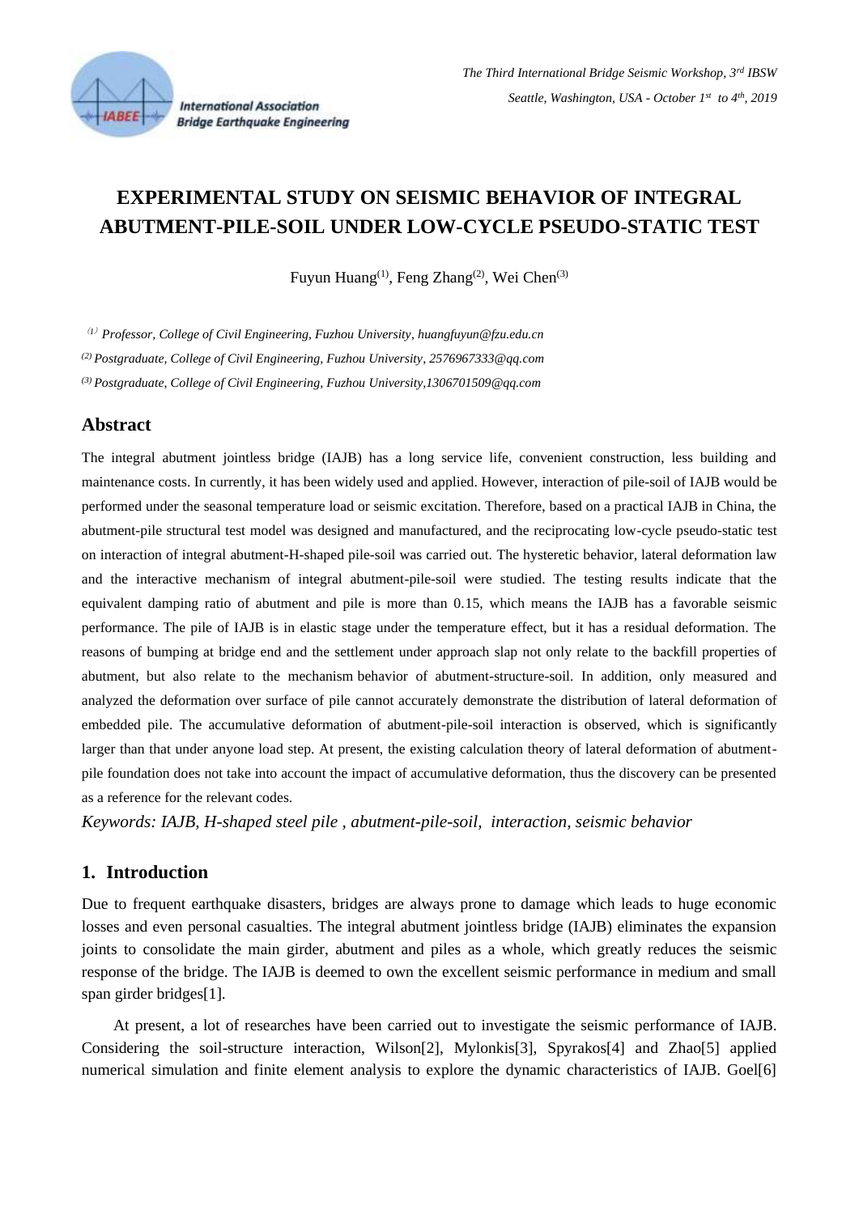# EXPERIMENTAL STUDY ON SEISMIC BEHAVIOR OF INTEGRAL ABUTMENT-PILE-SOIL UNDER LOW-CYCLE PSEUDO-STATIC TEST

Fuyun Huang(1), Feng Zhang(2), Wei Chen(3)

(1) *Professor, College of Civil Engineering, Fuzhou University, huangfuyun@fzu.edu.cn*

(2) *Postgraduate, College of Civil Engineering, Fuzhou University, 2576967333@qq.com*

(3) *Postgraduate, College of Civil Engineering, Fuzhou University,1306701509@qq.com*

## Abstract

The integral abutment jointless bridge (IAJB) has a long service life, convenient construction, less building and maintenance costs. In currently, it has been widely used and applied. However, interaction of pile-soil of IAJB would be performed under the seasonal temperature load or seismic excitation. Therefore, based on a practical IAJB in China, the abutment-pile structural test model was designed and manufactured, and the reciprocating low-cycle pseudo-static test on interaction of integral abutment-H-shaped pile-soil was carried out. The hysteretic behavior, lateral deformation law and the interactive mechanism of integral abutment-pile-soil were studied. The testing results indicate that the equivalent damping ratio of abutment and pile is more than 0.15, which means the IAJB has a favorable seismic performance. The pile of IAJB is in elastic stage under the temperature effect, but it has a residual deformation. The reasons of bumping at bridge end and the settlement under approach slap not only relate to the backfill properties of abutment, but also relate to the mechanism behavior of abutment-structure-soil. In addition, only measured and analyzed the deformation over surface of pile cannot accurately demonstrate the distribution of lateral deformation of embedded pile. The accumulative deformation of abutment-pile-soil interaction is observed, which is significantly larger than that under anyone load step. At present, the existing calculation theory of lateral deformation of abutment-pile foundation does not take into account the impact of accumulative deformation, thus the discovery can be presented as a reference for the relevant codes.

*Keywords: IAJB, H-shaped steel pile , abutment-pile-soil, interaction, seismic behavior*

## 1. Introduction

Due to frequent earthquake disasters, bridges are always prone to damage which leads to huge economic losses and even personal casualties. The integral abutment jointless bridge (IAJB) eliminates the expansion joints to consolidate the main girder, abutment and piles as a whole, which greatly reduces the seismic response of the bridge. The IAJB is deemed to own the excellent seismic performance in medium and small span girder bridges[1].

At present, a lot of researches have been carried out to investigate the seismic performance of IAJB. Considering the soil-structure interaction, Wilson[2], Mylonkis[3], Spyrakos[4] and Zhao[5] applied numerical simulation and finite element analysis to explore the dynamic characteristics of IAJB. Goel[6]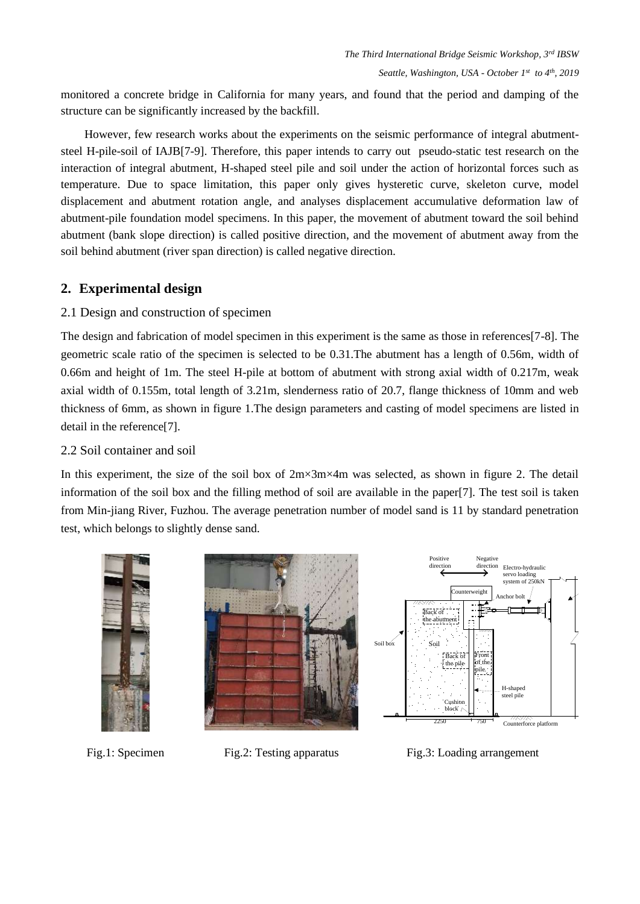monitored a concrete bridge in California for many years, and found that the period and damping of the structure can be significantly increased by the backfill.

However, few research works about the experiments on the seismic performance of integral abutment-steel H-pile-soil of IAJB[7-9]. Therefore, this paper intends to carry out pseudo-static test research on the interaction of integral abutment, H-shaped steel pile and soil under the action of horizontal forces such as temperature. Due to space limitation, this paper only gives hysteretic curve, skeleton curve, model displacement and abutment rotation angle, and analyses displacement accumulative deformation law of abutment-pile foundation model specimens. In this paper, the movement of abutment toward the soil behind abutment (bank slope direction) is called positive direction, and the movement of abutment away from the soil behind abutment (river span direction) is called negative direction.

## 2. Experimental design

### 2.1 Design and construction of specimen

The design and fabrication of model specimen in this experiment is the same as those in references[7-8]. The geometric scale ratio of the specimen is selected to be 0.31.The abutment has a length of 0.56m, width of 0.66m and height of 1m. The steel H-pile at bottom of abutment with strong axial width of 0.217m, weak axial width of 0.155m, total length of 3.21m, slenderness ratio of 20.7, flange thickness of 10mm and web thickness of 6mm, as shown in figure 1.The design parameters and casting of model specimens are listed in detail in the reference[7].

### 2.2 Soil container and soil

In this experiment, the size of the soil box of 2m×3m×4m was selected, as shown in figure 2. The detail information of the soil box and the filling method of soil are available in the paper[7]. The test soil is taken from Min-jiang River, Fuzhou. The average penetration number of model sand is 11 by standard penetration test, which belongs to slightly dense sand.

Fig.1: Specimen

Fig.2: Testing apparatus

Fig.3: Loading arrangement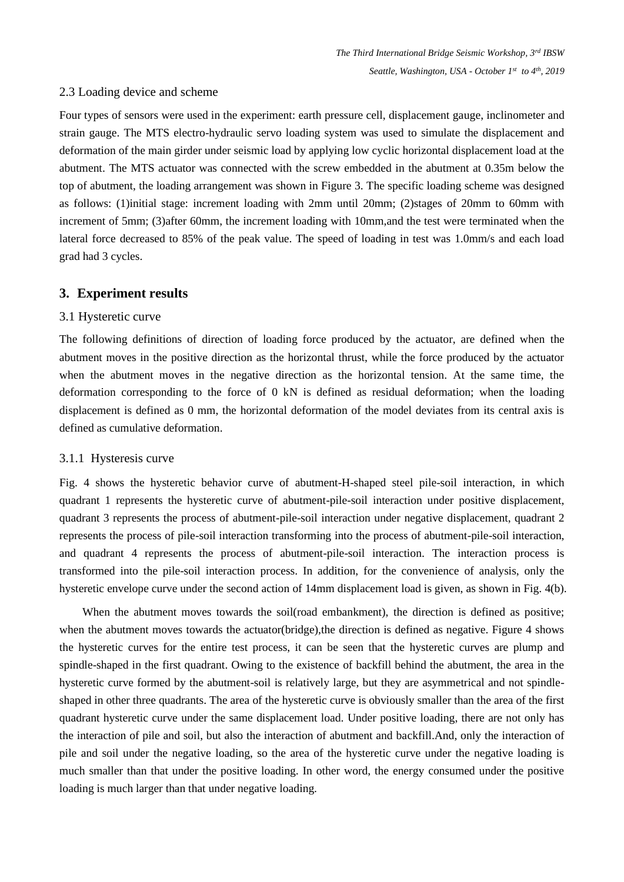2.3 Loading device and scheme

Four types of sensors were used in the experiment: earth pressure cell, displacement gauge, inclinometer and strain gauge. The MTS electro-hydraulic servo loading system was used to simulate the displacement and deformation of the main girder under seismic load by applying low cyclic horizontal displacement load at the abutment. The MTS actuator was connected with the screw embedded in the abutment at 0.35m below the top of abutment, the loading arrangement was shown in Figure 3. The specific loading scheme was designed as follows: (1)initial stage: increment loading with 2mm until 20mm; (2)stages of 20mm to 60mm with increment of 5mm; (3)after 60mm, the increment loading with 10mm,and the test were terminated when the lateral force decreased to 85% of the peak value. The speed of loading in test was 1.0mm/s and each load grad had 3 cycles.

## 3. Experiment results

3.1 Hysteretic curve

The following definitions of direction of loading force produced by the actuator, are defined when the abutment moves in the positive direction as the horizontal thrust, while the force produced by the actuator when the abutment moves in the negative direction as the horizontal tension. At the same time, the deformation corresponding to the force of 0 kN is defined as residual deformation; when the loading displacement is defined as 0 mm, the horizontal deformation of the model deviates from its central axis is defined as cumulative deformation.

3.1.1 Hysteresis curve

Fig. 4 shows the hysteretic behavior curve of abutment-H-shaped steel pile-soil interaction, in which quadrant 1 represents the hysteretic curve of abutment-pile-soil interaction under positive displacement, quadrant 3 represents the process of abutment-pile-soil interaction under negative displacement, quadrant 2 represents the process of pile-soil interaction transforming into the process of abutment-pile-soil interaction, and quadrant 4 represents the process of abutment-pile-soil interaction. The interaction process is transformed into the pile-soil interaction process. In addition, for the convenience of analysis, only the hysteretic envelope curve under the second action of 14mm displacement load is given, as shown in Fig. 4(b).

When the abutment moves towards the soil(road embankment), the direction is defined as positive; when the abutment moves towards the actuator(bridge),the direction is defined as negative. Figure 4 shows the hysteretic curves for the entire test process, it can be seen that the hysteretic curves are plump and spindle-shaped in the first quadrant. Owing to the existence of backfill behind the abutment, the area in the hysteretic curve formed by the abutment-soil is relatively large, but they are asymmetrical and not spindle-shaped in other three quadrants. The area of the hysteretic curve is obviously smaller than the area of the first quadrant hysteretic curve under the same displacement load. Under positive loading, there are not only has the interaction of pile and soil, but also the interaction of abutment and backfill.And, only the interaction of pile and soil under the negative loading, so the area of the hysteretic curve under the negative loading is much smaller than that under the positive loading. In other word, the energy consumed under the positive loading is much larger than that under negative loading.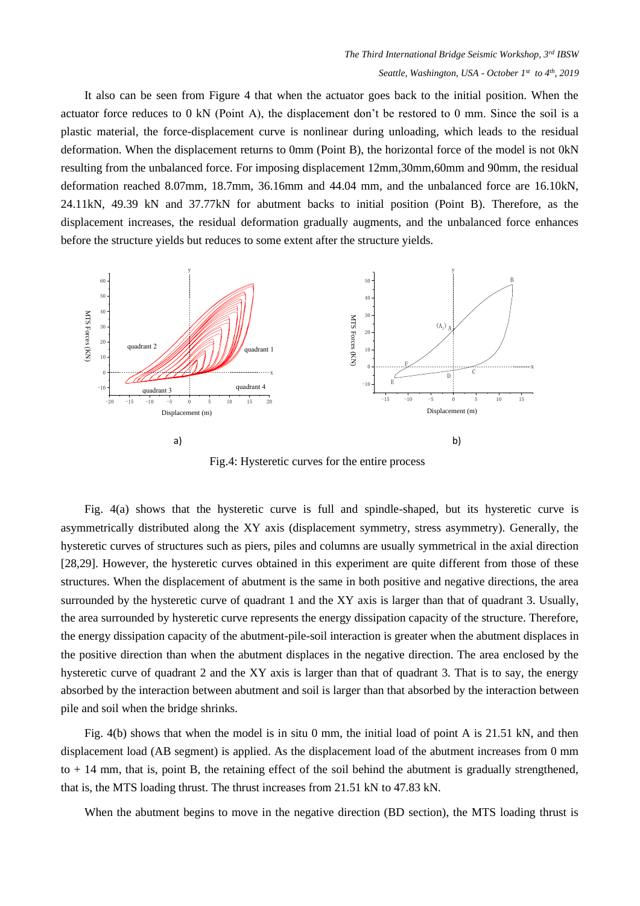It also can be seen from Figure 4 that when the actuator goes back to the initial position. When the actuator force reduces to 0 kN (Point A), the displacement don't be restored to 0 mm. Since the soil is a plastic material, the force-displacement curve is nonlinear during unloading, which leads to the residual deformation. When the displacement returns to 0mm (Point B), the horizontal force of the model is not 0kN resulting from the unbalanced force. For imposing displacement 12mm,30mm,60mm and 90mm, the residual deformation reached 8.07mm, 18.7mm, 36.16mm and 44.04 mm, and the unbalanced force are 16.10kN, 24.11kN, 49.39 kN and 37.77kN for abutment backs to initial position (Point B). Therefore, as the displacement increases, the residual deformation gradually augments, and the unbalanced force enhances before the structure yields but reduces to some extent after the structure yields.

a) b)

Fig.4: Hysteretic curves for the entire process

Fig. 4(a) shows that the hysteretic curve is full and spindle-shaped, but its hysteretic curve is asymmetrically distributed along the XY axis (displacement symmetry, stress asymmetry). Generally, the hysteretic curves of structures such as piers, piles and columns are usually symmetrical in the axial direction [28,29]. However, the hysteretic curves obtained in this experiment are quite different from those of these structures. When the displacement of abutment is the same in both positive and negative directions, the area surrounded by the hysteretic curve of quadrant 1 and the XY axis is larger than that of quadrant 3. Usually, the area surrounded by hysteretic curve represents the energy dissipation capacity of the structure. Therefore, the energy dissipation capacity of the abutment-pile-soil interaction is greater when the abutment displaces in the positive direction than when the abutment displaces in the negative direction. The area enclosed by the hysteretic curve of quadrant 2 and the XY axis is larger than that of quadrant 3. That is to say, the energy absorbed by the interaction between abutment and soil is larger than that absorbed by the interaction between pile and soil when the bridge shrinks.

Fig. 4(b) shows that when the model is in situ 0 mm, the initial load of point A is 21.51 kN, and then displacement load (AB segment) is applied. As the displacement load of the abutment increases from 0 mm to + 14 mm, that is, point B, the retaining effect of the soil behind the abutment is gradually strengthened, that is, the MTS loading thrust. The thrust increases from 21.51 kN to 47.83 kN.

When the abutment begins to move in the negative direction (BD section), the MTS loading thrust is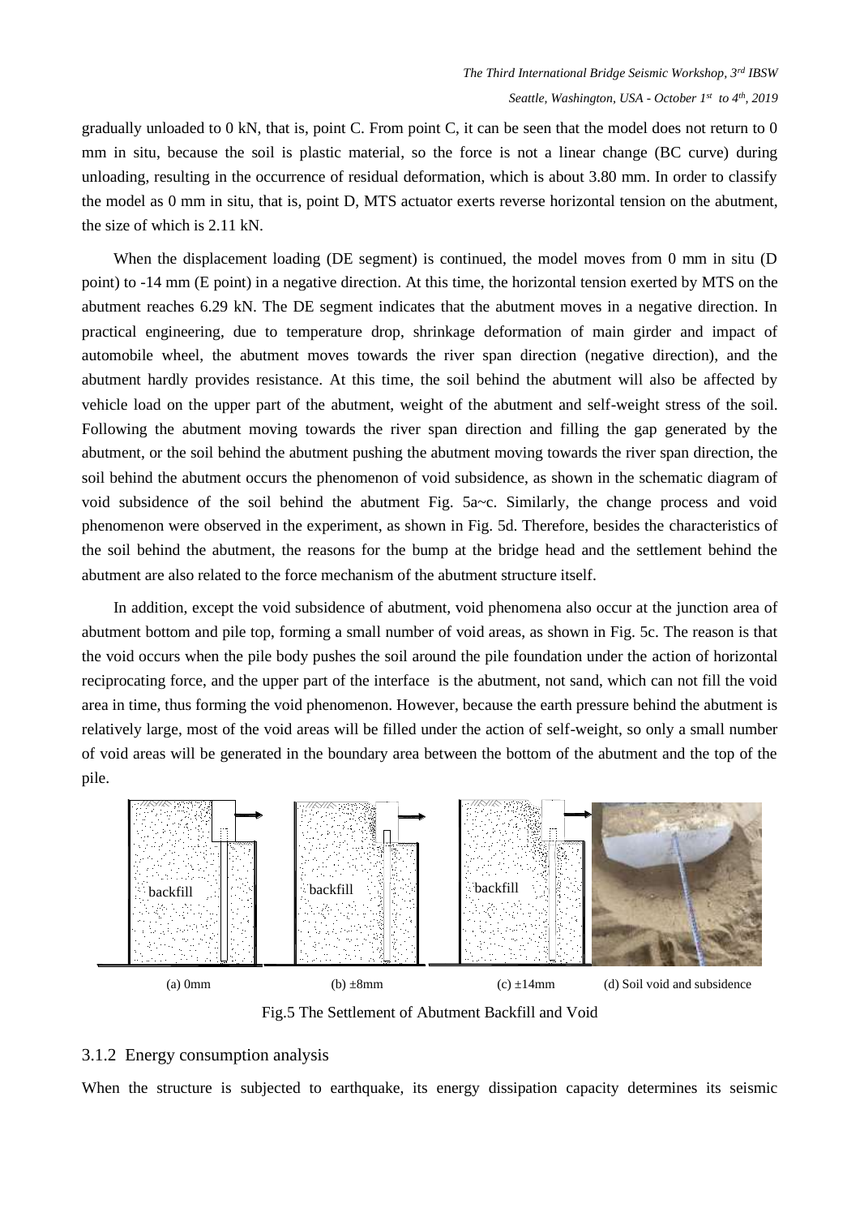gradually unloaded to 0 kN, that is, point C. From point C, it can be seen that the model does not return to 0 mm in situ, because the soil is plastic material, so the force is not a linear change (BC curve) during unloading, resulting in the occurrence of residual deformation, which is about 3.80 mm. In order to classify the model as 0 mm in situ, that is, point D, MTS actuator exerts reverse horizontal tension on the abutment, the size of which is 2.11 kN.

When the displacement loading (DE segment) is continued, the model moves from 0 mm in situ (D point) to -14 mm (E point) in a negative direction. At this time, the horizontal tension exerted by MTS on the abutment reaches 6.29 kN. The DE segment indicates that the abutment moves in a negative direction. In practical engineering, due to temperature drop, shrinkage deformation of main girder and impact of automobile wheel, the abutment moves towards the river span direction (negative direction), and the abutment hardly provides resistance. At this time, the soil behind the abutment will also be affected by vehicle load on the upper part of the abutment, weight of the abutment and self-weight stress of the soil. Following the abutment moving towards the river span direction and filling the gap generated by the abutment, or the soil behind the abutment pushing the abutment moving towards the river span direction, the soil behind the abutment occurs the phenomenon of void subsidence, as shown in the schematic diagram of void subsidence of the soil behind the abutment Fig. 5a~c. Similarly, the change process and void phenomenon were observed in the experiment, as shown in Fig. 5d. Therefore, besides the characteristics of the soil behind the abutment, the reasons for the bump at the bridge head and the settlement behind the abutment are also related to the force mechanism of the abutment structure itself.

In addition, except the void subsidence of abutment, void phenomena also occur at the junction area of abutment bottom and pile top, forming a small number of void areas, as shown in Fig. 5c. The reason is that the void occurs when the pile body pushes the soil around the pile foundation under the action of horizontal reciprocating force, and the upper part of the interface is the abutment, not sand, which can not fill the void area in time, thus forming the void phenomenon. However, because the earth pressure behind the abutment is relatively large, most of the void areas will be filled under the action of self-weight, so only a small number of void areas will be generated in the boundary area between the bottom of the abutment and the top of the pile.

(a) 0mm (b) ±8mm (c) ±14mm (d) Soil void and subsidence

Fig.5 The Settlement of Abutment Backfill and Void

### 3.1.2 Energy consumption analysis

When the structure is subjected to earthquake, its energy dissipation capacity determines its seismic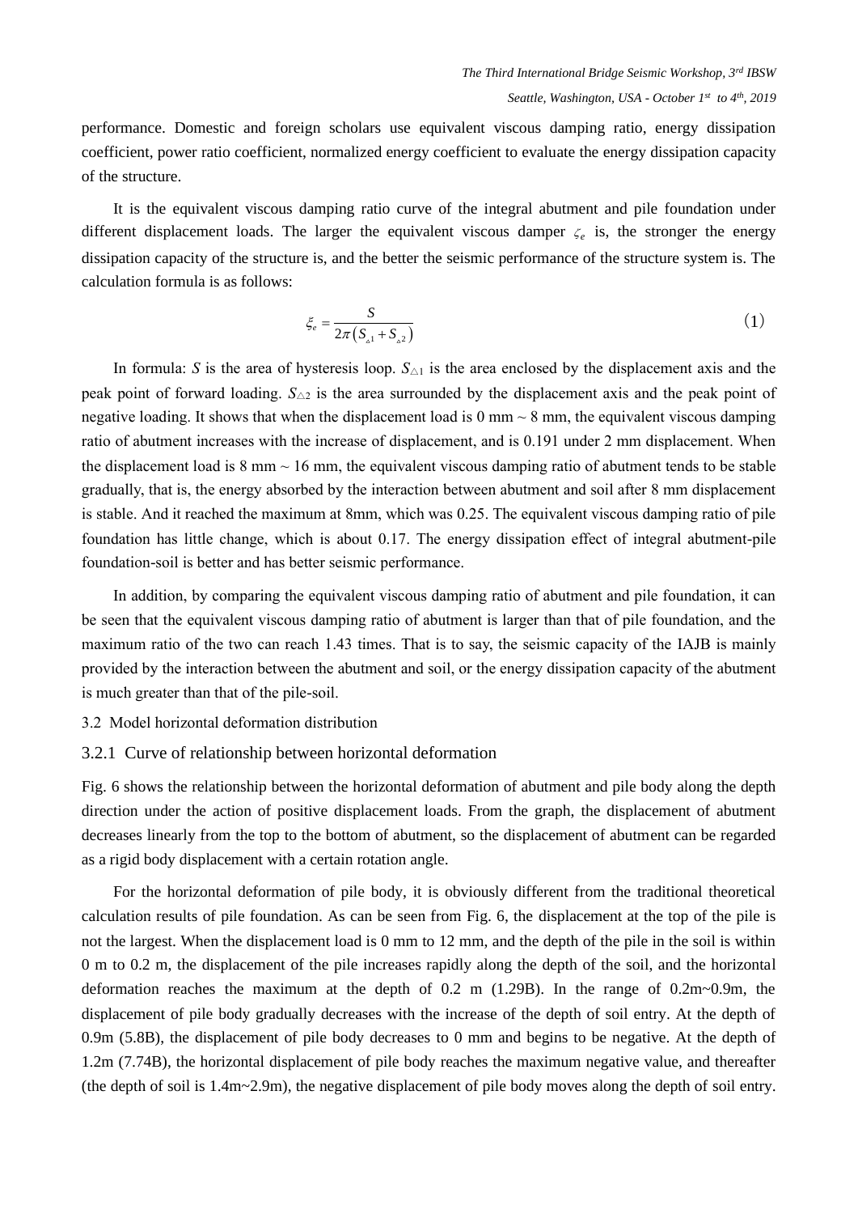performance. Domestic and foreign scholars use equivalent viscous damping ratio, energy dissipation coefficient, power ratio coefficient, normalized energy coefficient to evaluate the energy dissipation capacity of the structure.

It is the equivalent viscous damping ratio curve of the integral abutment and pile foundation under different displacement loads. The larger the equivalent viscous damper $\zeta_e$ is, the stronger the energy dissipation capacity of the structure is, and the better the seismic performance of the structure system is. The calculation formula is as follows:

$$\xi_e = \frac{S}{2\pi\left(S_{\triangle 1} + S_{\triangle 2}\right)} \tag{1}$$

In formula: $S$ is the area of hysteresis loop. $S_{\triangle 1}$ is the area enclosed by the displacement axis and the peak point of forward loading. $S_{\triangle 2}$ is the area surrounded by the displacement axis and the peak point of negative loading. It shows that when the displacement load is 0 mm ~ 8 mm, the equivalent viscous damping ratio of abutment increases with the increase of displacement, and is 0.191 under 2 mm displacement. When the displacement load is 8 mm ~ 16 mm, the equivalent viscous damping ratio of abutment tends to be stable gradually, that is, the energy absorbed by the interaction between abutment and soil after 8 mm displacement is stable. And it reached the maximum at 8mm, which was 0.25. The equivalent viscous damping ratio of pile foundation has little change, which is about 0.17. The energy dissipation effect of integral abutment-pile foundation-soil is better and has better seismic performance.

In addition, by comparing the equivalent viscous damping ratio of abutment and pile foundation, it can be seen that the equivalent viscous damping ratio of abutment is larger than that of pile foundation, and the maximum ratio of the two can reach 1.43 times. That is to say, the seismic capacity of the IAJB is mainly provided by the interaction between the abutment and soil, or the energy dissipation capacity of the abutment is much greater than that of the pile-soil.

### 3.2 Model horizontal deformation distribution

#### 3.2.1 Curve of relationship between horizontal deformation

Fig. 6 shows the relationship between the horizontal deformation of abutment and pile body along the depth direction under the action of positive displacement loads. From the graph, the displacement of abutment decreases linearly from the top to the bottom of abutment, so the displacement of abutment can be regarded as a rigid body displacement with a certain rotation angle.

For the horizontal deformation of pile body, it is obviously different from the traditional theoretical calculation results of pile foundation. As can be seen from Fig. 6, the displacement at the top of the pile is not the largest. When the displacement load is 0 mm to 12 mm, and the depth of the pile in the soil is within 0 m to 0.2 m, the displacement of the pile increases rapidly along the depth of the soil, and the horizontal deformation reaches the maximum at the depth of 0.2 m (1.29B). In the range of 0.2m~0.9m, the displacement of pile body gradually decreases with the increase of the depth of soil entry. At the depth of 0.9m (5.8B), the displacement of pile body decreases to 0 mm and begins to be negative. At the depth of 1.2m (7.74B), the horizontal displacement of pile body reaches the maximum negative value, and thereafter (the depth of soil is 1.4m~2.9m), the negative displacement of pile body moves along the depth of soil entry.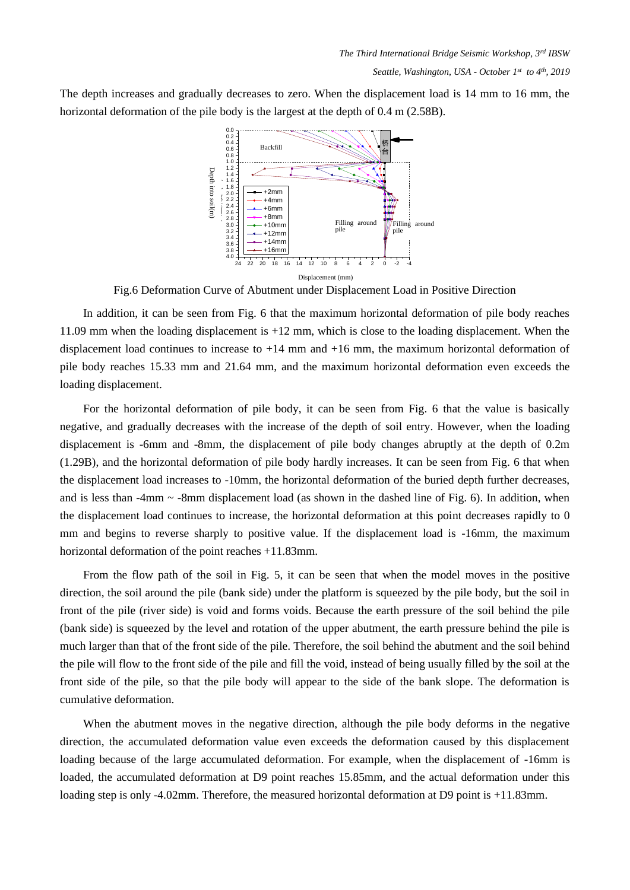The depth increases and gradually decreases to zero. When the displacement load is 14 mm to 16 mm, the horizontal deformation of the pile body is the largest at the depth of 0.4 m (2.58B).

Fig.6 Deformation Curve of Abutment under Displacement Load in Positive Direction

In addition, it can be seen from Fig. 6 that the maximum horizontal deformation of pile body reaches 11.09 mm when the loading displacement is +12 mm, which is close to the loading displacement. When the displacement load continues to increase to +14 mm and +16 mm, the maximum horizontal deformation of pile body reaches 15.33 mm and 21.64 mm, and the maximum horizontal deformation even exceeds the loading displacement.

For the horizontal deformation of pile body, it can be seen from Fig. 6 that the value is basically negative, and gradually decreases with the increase of the depth of soil entry. However, when the loading displacement is -6mm and -8mm, the displacement of pile body changes abruptly at the depth of 0.2m (1.29B), and the horizontal deformation of pile body hardly increases. It can be seen from Fig. 6 that when the displacement load increases to -10mm, the horizontal deformation of the buried depth further decreases, and is less than -4mm ~ -8mm displacement load (as shown in the dashed line of Fig. 6). In addition, when the displacement load continues to increase, the horizontal deformation at this point decreases rapidly to 0 mm and begins to reverse sharply to positive value. If the displacement load is -16mm, the maximum horizontal deformation of the point reaches +11.83mm.

From the flow path of the soil in Fig. 5, it can be seen that when the model moves in the positive direction, the soil around the pile (bank side) under the platform is squeezed by the pile body, but the soil in front of the pile (river side) is void and forms voids. Because the earth pressure of the soil behind the pile (bank side) is squeezed by the level and rotation of the upper abutment, the earth pressure behind the pile is much larger than that of the front side of the pile. Therefore, the soil behind the abutment and the soil behind the pile will flow to the front side of the pile and fill the void, instead of being usually filled by the soil at the front side of the pile, so that the pile body will appear to the side of the bank slope. The deformation is cumulative deformation.

When the abutment moves in the negative direction, although the pile body deforms in the negative direction, the accumulated deformation value even exceeds the deformation caused by this displacement loading because of the large accumulated deformation. For example, when the displacement of -16mm is loaded, the accumulated deformation at D9 point reaches 15.85mm, and the actual deformation under this loading step is only -4.02mm. Therefore, the measured horizontal deformation at D9 point is +11.83mm.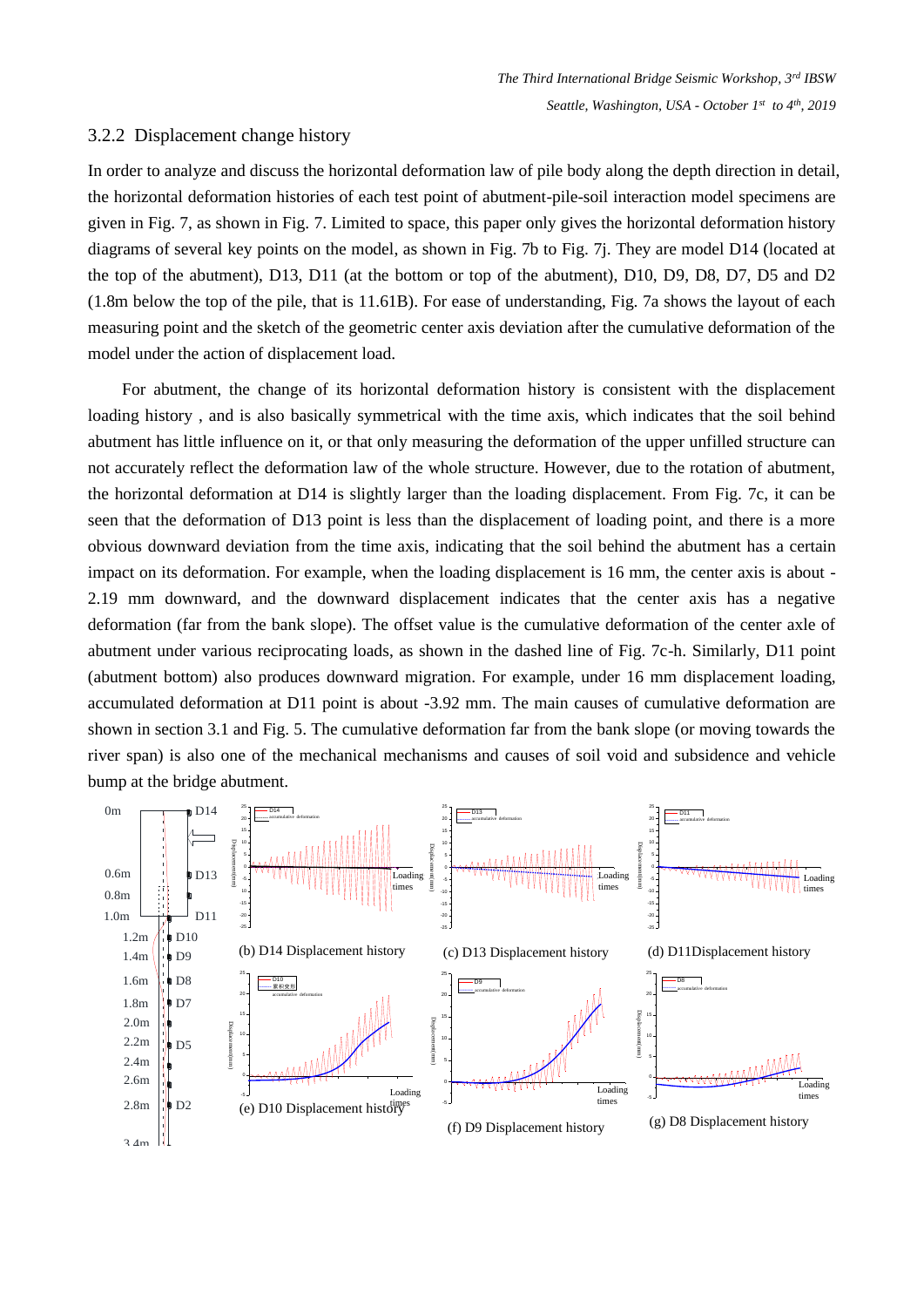### 3.2.2 Displacement change history

In order to analyze and discuss the horizontal deformation law of pile body along the depth direction in detail, the horizontal deformation histories of each test point of abutment-pile-soil interaction model specimens are given in Fig. 7, as shown in Fig. 7. Limited to space, this paper only gives the horizontal deformation history diagrams of several key points on the model, as shown in Fig. 7b to Fig. 7j. They are model D14 (located at the top of the abutment), D13, D11 (at the bottom or top of the abutment), D10, D9, D8, D7, D5 and D2 (1.8m below the top of the pile, that is 11.61B). For ease of understanding, Fig. 7a shows the layout of each measuring point and the sketch of the geometric center axis deviation after the cumulative deformation of the model under the action of displacement load.

For abutment, the change of its horizontal deformation history is consistent with the displacement loading history , and is also basically symmetrical with the time axis, which indicates that the soil behind abutment has little influence on it, or that only measuring the deformation of the upper unfilled structure can not accurately reflect the deformation law of the whole structure. However, due to the rotation of abutment, the horizontal deformation at D14 is slightly larger than the loading displacement. From Fig. 7c, it can be seen that the deformation of D13 point is less than the displacement of loading point, and there is a more obvious downward deviation from the time axis, indicating that the soil behind the abutment has a certain impact on its deformation. For example, when the loading displacement is 16 mm, the center axis is about -2.19 mm downward, and the downward displacement indicates that the center axis has a negative deformation (far from the bank slope). The offset value is the cumulative deformation of the center axle of abutment under various reciprocating loads, as shown in the dashed line of Fig. 7c-h. Similarly, D11 point (abutment bottom) also produces downward migration. For example, under 16 mm displacement loading, accumulated deformation at D11 point is about -3.92 mm. The main causes of cumulative deformation are shown in section 3.1 and Fig. 5. The cumulative deformation far from the bank slope (or moving towards the river span) is also one of the mechanical mechanisms and causes of soil void and subsidence and vehicle bump at the bridge abutment.

(b) D14 Displacement history

(c) D13 Displacement history

(d) D11Displacement history

(e) D10 Displacement history

(f) D9 Displacement history

(g) D8 Displacement history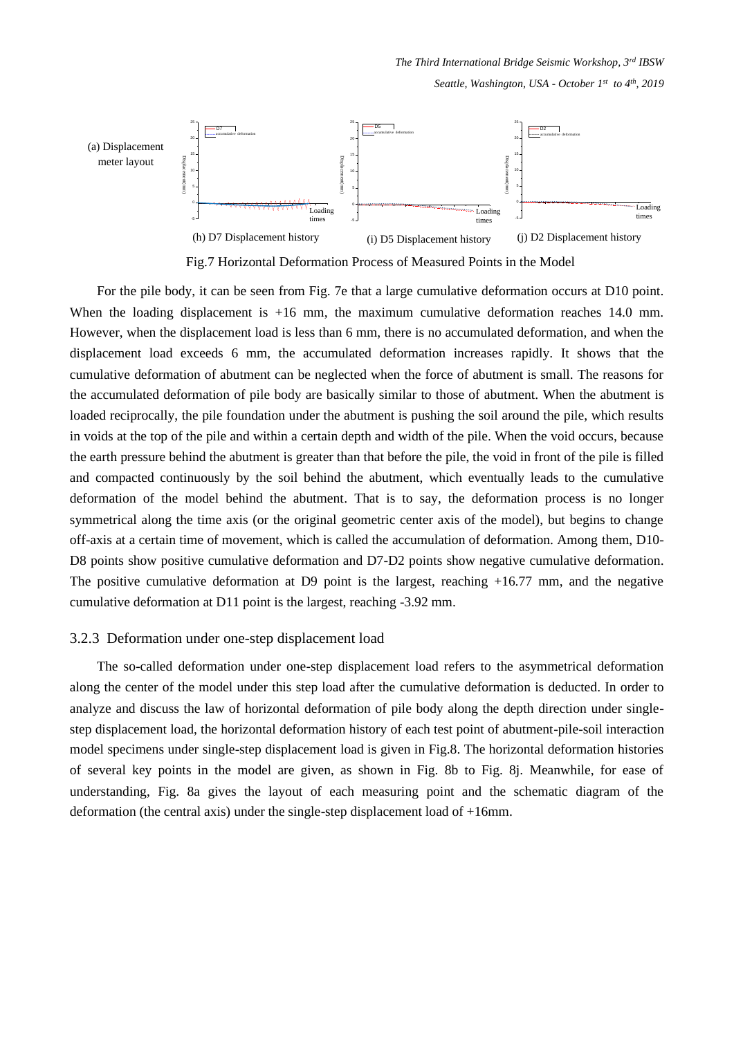(a) Displacement meter layout

(h) D7 Displacement history (i) D5 Displacement history (j) D2 Displacement history

Fig.7 Horizontal Deformation Process of Measured Points in the Model

For the pile body, it can be seen from Fig. 7e that a large cumulative deformation occurs at D10 point. When the loading displacement is +16 mm, the maximum cumulative deformation reaches 14.0 mm. However, when the displacement load is less than 6 mm, there is no accumulated deformation, and when the displacement load exceeds 6 mm, the accumulated deformation increases rapidly. It shows that the cumulative deformation of abutment can be neglected when the force of abutment is small. The reasons for the accumulated deformation of pile body are basically similar to those of abutment. When the abutment is loaded reciprocally, the pile foundation under the abutment is pushing the soil around the pile, which results in voids at the top of the pile and within a certain depth and width of the pile. When the void occurs, because the earth pressure behind the abutment is greater than that before the pile, the void in front of the pile is filled and compacted continuously by the soil behind the abutment, which eventually leads to the cumulative deformation of the model behind the abutment. That is to say, the deformation process is no longer symmetrical along the time axis (or the original geometric center axis of the model), but begins to change off-axis at a certain time of movement, which is called the accumulation of deformation. Among them, D10-D8 points show positive cumulative deformation and D7-D2 points show negative cumulative deformation. The positive cumulative deformation at D9 point is the largest, reaching +16.77 mm, and the negative cumulative deformation at D11 point is the largest, reaching -3.92 mm.

### 3.2.3 Deformation under one-step displacement load

The so-called deformation under one-step displacement load refers to the asymmetrical deformation along the center of the model under this step load after the cumulative deformation is deducted. In order to analyze and discuss the law of horizontal deformation of pile body along the depth direction under single-step displacement load, the horizontal deformation history of each test point of abutment-pile-soil interaction model specimens under single-step displacement load is given in Fig.8. The horizontal deformation histories of several key points in the model are given, as shown in Fig. 8b to Fig. 8j. Meanwhile, for ease of understanding, Fig. 8a gives the layout of each measuring point and the schematic diagram of the deformation (the central axis) under the single-step displacement load of +16mm.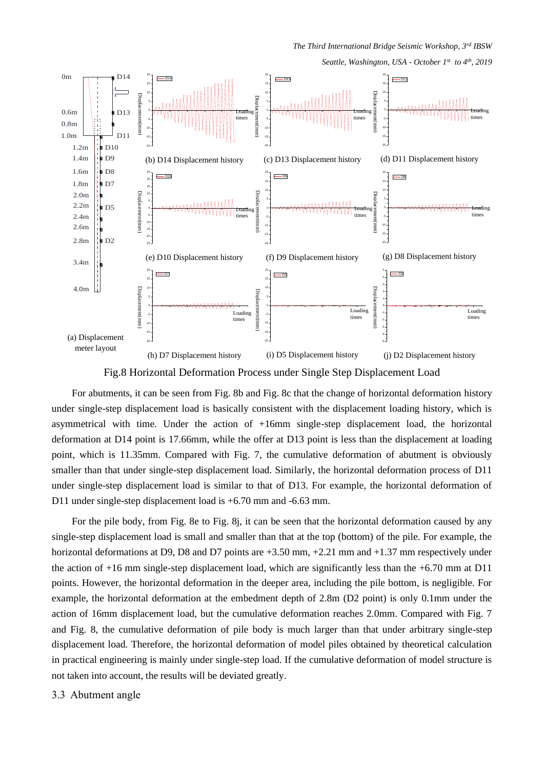Fig.8 Horizontal Deformation Process under Single Step Displacement Load

For abutments, it can be seen from Fig. 8b and Fig. 8c that the change of horizontal deformation history under single-step displacement load is basically consistent with the displacement loading history, which is asymmetrical with time. Under the action of +16mm single-step displacement load, the horizontal deformation at D14 point is 17.66mm, while the offer at D13 point is less than the displacement at loading point, which is 11.35mm. Compared with Fig. 7, the cumulative deformation of abutment is obviously smaller than that under single-step displacement load. Similarly, the horizontal deformation process of D11 under single-step displacement load is similar to that of D13. For example, the horizontal deformation of D11 under single-step displacement load is +6.70 mm and -6.63 mm.

For the pile body, from Fig. 8e to Fig. 8j, it can be seen that the horizontal deformation caused by any single-step displacement load is small and smaller than that at the top (bottom) of the pile. For example, the horizontal deformations at D9, D8 and D7 points are +3.50 mm, +2.21 mm and +1.37 mm respectively under the action of +16 mm single-step displacement load, which are significantly less than the +6.70 mm at D11 points. However, the horizontal deformation in the deeper area, including the pile bottom, is negligible. For example, the horizontal deformation at the embedment depth of 2.8m (D2 point) is only 0.1mm under the action of 16mm displacement load, but the cumulative deformation reaches 2.0mm. Compared with Fig. 7 and Fig. 8, the cumulative deformation of pile body is much larger than that under arbitrary single-step displacement load. Therefore, the horizontal deformation of model piles obtained by theoretical calculation in practical engineering is mainly under single-step load. If the cumulative deformation of model structure is not taken into account, the results will be deviated greatly.

## 3.3 Abutment angle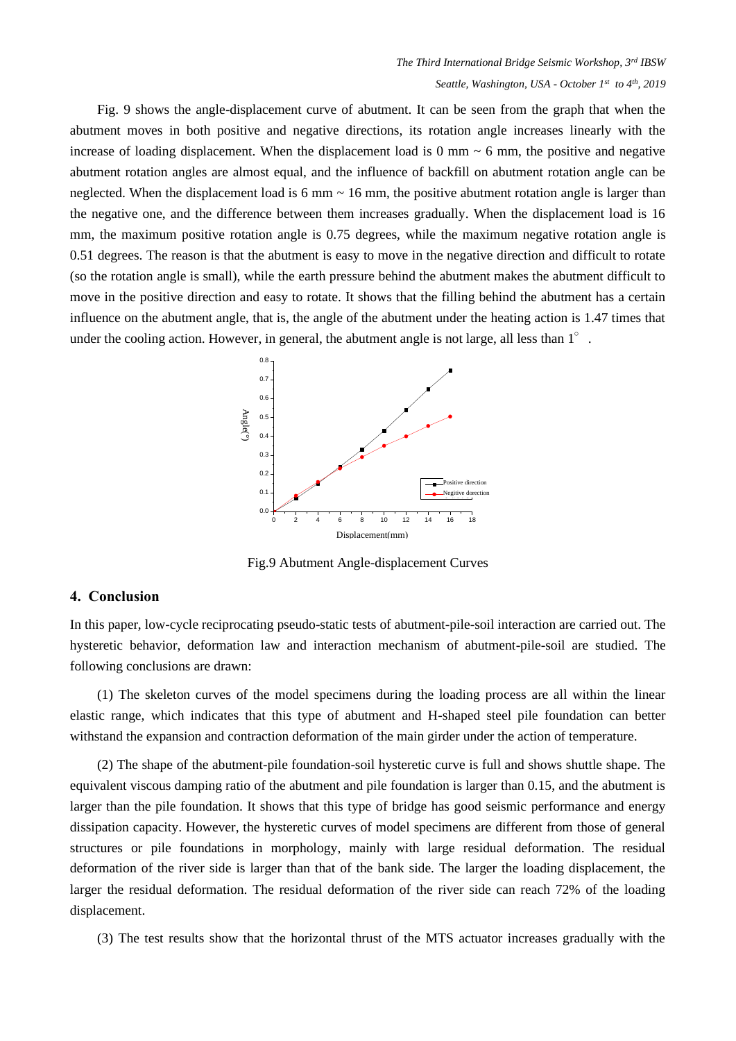Fig. 9 shows the angle-displacement curve of abutment. It can be seen from the graph that when the abutment moves in both positive and negative directions, its rotation angle increases linearly with the increase of loading displacement. When the displacement load is 0 mm ~ 6 mm, the positive and negative abutment rotation angles are almost equal, and the influence of backfill on abutment rotation angle can be neglected. When the displacement load is 6 mm ~ 16 mm, the positive abutment rotation angle is larger than the negative one, and the difference between them increases gradually. When the displacement load is 16 mm, the maximum positive rotation angle is 0.75 degrees, while the maximum negative rotation angle is 0.51 degrees. The reason is that the abutment is easy to move in the negative direction and difficult to rotate (so the rotation angle is small), while the earth pressure behind the abutment makes the abutment difficult to move in the positive direction and easy to rotate. It shows that the filling behind the abutment has a certain influence on the abutment angle, that is, the angle of the abutment under the heating action is 1.47 times that under the cooling action. However, in general, the abutment angle is not large, all less than 1°.

Fig.9 Abutment Angle-displacement Curves

## 4. Conclusion

In this paper, low-cycle reciprocating pseudo-static tests of abutment-pile-soil interaction are carried out. The hysteretic behavior, deformation law and interaction mechanism of abutment-pile-soil are studied. The following conclusions are drawn:

(1) The skeleton curves of the model specimens during the loading process are all within the linear elastic range, which indicates that this type of abutment and H-shaped steel pile foundation can better withstand the expansion and contraction deformation of the main girder under the action of temperature.

(2) The shape of the abutment-pile foundation-soil hysteretic curve is full and shows shuttle shape. The equivalent viscous damping ratio of the abutment and pile foundation is larger than 0.15, and the abutment is larger than the pile foundation. It shows that this type of bridge has good seismic performance and energy dissipation capacity. However, the hysteretic curves of model specimens are different from those of general structures or pile foundations in morphology, mainly with large residual deformation. The residual deformation of the river side is larger than that of the bank side. The larger the loading displacement, the larger the residual deformation. The residual deformation of the river side can reach 72% of the loading displacement.

(3) The test results show that the horizontal thrust of the MTS actuator increases gradually with the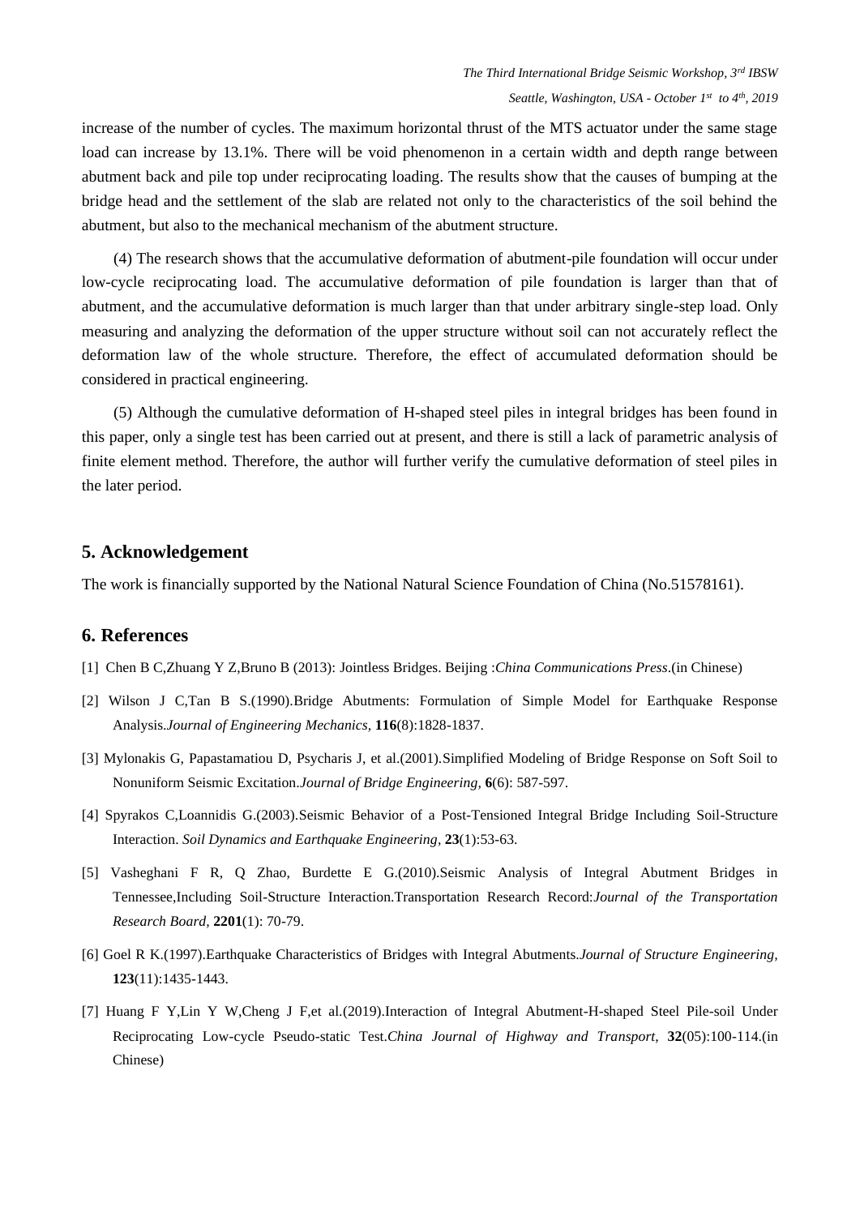increase of the number of cycles. The maximum horizontal thrust of the MTS actuator under the same stage load can increase by 13.1%. There will be void phenomenon in a certain width and depth range between abutment back and pile top under reciprocating loading. The results show that the causes of bumping at the bridge head and the settlement of the slab are related not only to the characteristics of the soil behind the abutment, but also to the mechanical mechanism of the abutment structure.

(4) The research shows that the accumulative deformation of abutment-pile foundation will occur under low-cycle reciprocating load. The accumulative deformation of pile foundation is larger than that of abutment, and the accumulative deformation is much larger than that under arbitrary single-step load. Only measuring and analyzing the deformation of the upper structure without soil can not accurately reflect the deformation law of the whole structure. Therefore, the effect of accumulated deformation should be considered in practical engineering.

(5) Although the cumulative deformation of H-shaped steel piles in integral bridges has been found in this paper, only a single test has been carried out at present, and there is still a lack of parametric analysis of finite element method. Therefore, the author will further verify the cumulative deformation of steel piles in the later period.

## 5. Acknowledgement

The work is financially supported by the National Natural Science Foundation of China (No.51578161).

## 6. References

[1] Chen B C,Zhuang Y Z,Bruno B (2013): Jointless Bridges. Beijing :*China Communications Press*.(in Chinese)

[2] Wilson J C,Tan B S.(1990).Bridge Abutments: Formulation of Simple Model for Earthquake Response Analysis.*Journal of Engineering Mechanics,* **116**(8):1828-1837.

[3] Mylonakis G, Papastamatiou D, Psycharis J, et al.(2001).Simplified Modeling of Bridge Response on Soft Soil to Nonuniform Seismic Excitation.*Journal of Bridge Engineering,* **6**(6): 587-597.

[4] Spyrakos C,Loannidis G.(2003).Seismic Behavior of a Post-Tensioned Integral Bridge Including Soil-Structure Interaction. *Soil Dynamics and Earthquake Engineering,* **23**(1):53-63.

[5] Vasheghani F R, Q Zhao, Burdette E G.(2010).Seismic Analysis of Integral Abutment Bridges in Tennessee,Including Soil-Structure Interaction.Transportation Research Record:*Journal of the Transportation Research Board,* **2201**(1): 70-79.

[6] Goel R K.(1997).Earthquake Characteristics of Bridges with Integral Abutments.*Journal of Structure Engineering*, **123**(11):1435-1443.

[7] Huang F Y,Lin Y W,Cheng J F,et al.(2019).Interaction of Integral Abutment-H-shaped Steel Pile-soil Under Reciprocating Low-cycle Pseudo-static Test.*China Journal of Highway and Transport,* **32**(05):100-114.(in Chinese)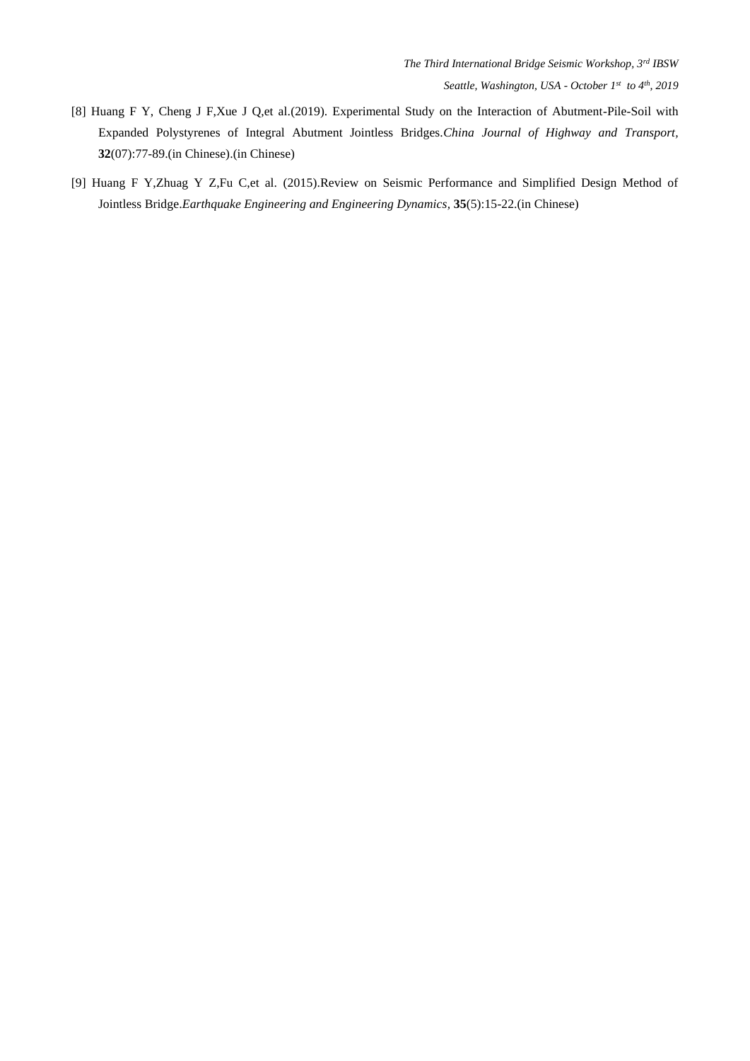[8] Huang F Y, Cheng J F,Xue J Q,et al.(2019). Experimental Study on the Interaction of Abutment-Pile-Soil with Expanded Polystyrenes of Integral Abutment Jointless Bridges.*China Journal of Highway and Transport*, **32**(07):77-89.(in Chinese).(in Chinese)

[9] Huang F Y,Zhuag Y Z,Fu C,et al. (2015).Review on Seismic Performance and Simplified Design Method of Jointless Bridge.*Earthquake Engineering and Engineering Dynamics*, **35**(5):15-22.(in Chinese)